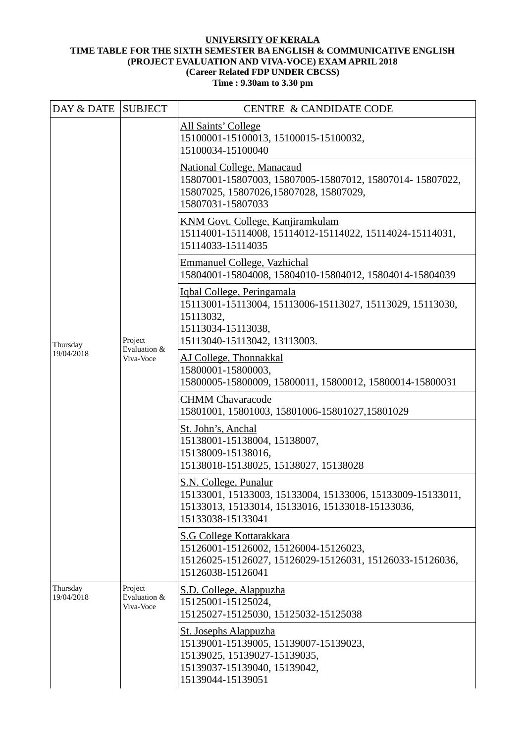**UNIVERSITY OF KERALA**

**TIME TABLE FOR THE SIXTH SEMESTER BA ENGLISH & COMMUNICATIVE ENGLISH (PROJECT EVALUATION AND VIVA-VOCE) EXAM APRIL 2018**

**(Career Related FDP UNDER CBCSS)**

**Time : 9.30am to 3.30 pm**

| DAY & DATE | SUBJECT | CENTRE & CANDIDATE CODE |
|---|---|---|
| Thursday 19/04/2018 | Project Evaluation & Viva-Voce | All Saints' College<br>15100001-15100013, 15100015-15100032, 15100034-15100040 |
| | | National College, Manacaud<br>15807001-15807003, 15807005-15807012, 15807014- 15807022, 15807025, 15807026,15807028, 15807029, 15807031-15807033 |
| | | KNM Govt. College, Kanjiramkulam<br>15114001-15114008, 15114012-15114022, 15114024-15114031, 15114033-15114035 |
| | | Emmanuel College, Vazhichal<br>15804001-15804008, 15804010-15804012, 15804014-15804039 |
| | | Iqbal College, Peringamala<br>15113001-15113004, 15113006-15113027, 15113029, 15113030, 15113032,<br>15113034-15113038,<br>15113040-15113042, 13113003. |
| | | AJ College, Thonnakkal<br>15800001-15800003,<br>15800005-15800009, 15800011, 15800012, 15800014-15800031 |
| | | CHMM Chavaracode<br>15801001, 15801003, 15801006-15801027,15801029 |
| | | St. John's, Anchal<br>15138001-15138004, 15138007,<br>15138009-15138016,<br>15138018-15138025, 15138027, 15138028 |
| | | S.N. College, Punalur<br>15133001, 15133003, 15133004, 15133006, 15133009-15133011, 15133013, 15133014, 15133016, 15133018-15133036, 15133038-15133041 |
| | | S.G College Kottarakkara<br>15126001-15126002, 15126004-15126023,<br>15126025-15126027, 15126029-15126031, 15126033-15126036, 15126038-15126041 |
| Thursday 19/04/2018 | Project Evaluation & Viva-Voce | S.D. College, Alappuzha<br>15125001-15125024,<br>15125027-15125030, 15125032-15125038 |
| | | St. Josephs Alappuzha<br>15139001-15139005, 15139007-15139023,<br>15139025, 15139027-15139035,<br>15139037-15139040, 15139042,<br>15139044-15139051 |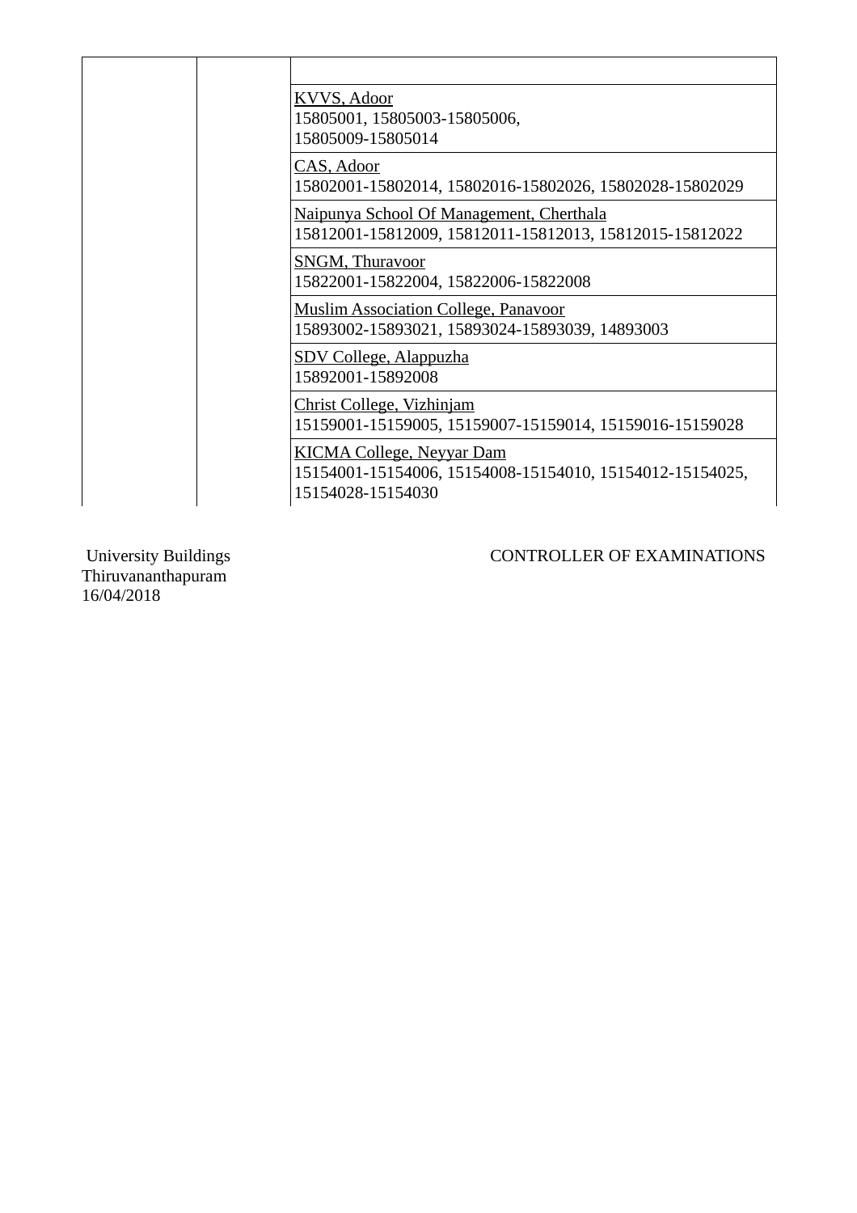| | | |
|---|---|---|
| | | |
| | | KVVS, Adoor<br>15805001, 15805003-15805006,<br>15805009-15805014 |
| | | CAS, Adoor<br>15802001-15802014, 15802016-15802026, 15802028-15802029 |
| | | Naipunya School Of Management, Cherthala<br>15812001-15812009, 15812011-15812013, 15812015-15812022 |
| | | SNGM, Thuravoor<br>15822001-15822004, 15822006-15822008 |
| | | Muslim Association College, Panavoor<br>15893002-15893021, 15893024-15893039, 14893003 |
| | | SDV College, Alappuzha<br>15892001-15892008 |
| | | Christ College, Vizhinjam<br>15159001-15159005, 15159007-15159014, 15159016-15159028 |
| | | KICMA College, Neyyar Dam<br>15154001-15154006, 15154008-15154010, 15154012-15154025,<br>15154028-15154030 |

University Buildings
Thiruvananthapuram
16/04/2018

CONTROLLER OF EXAMINATIONS